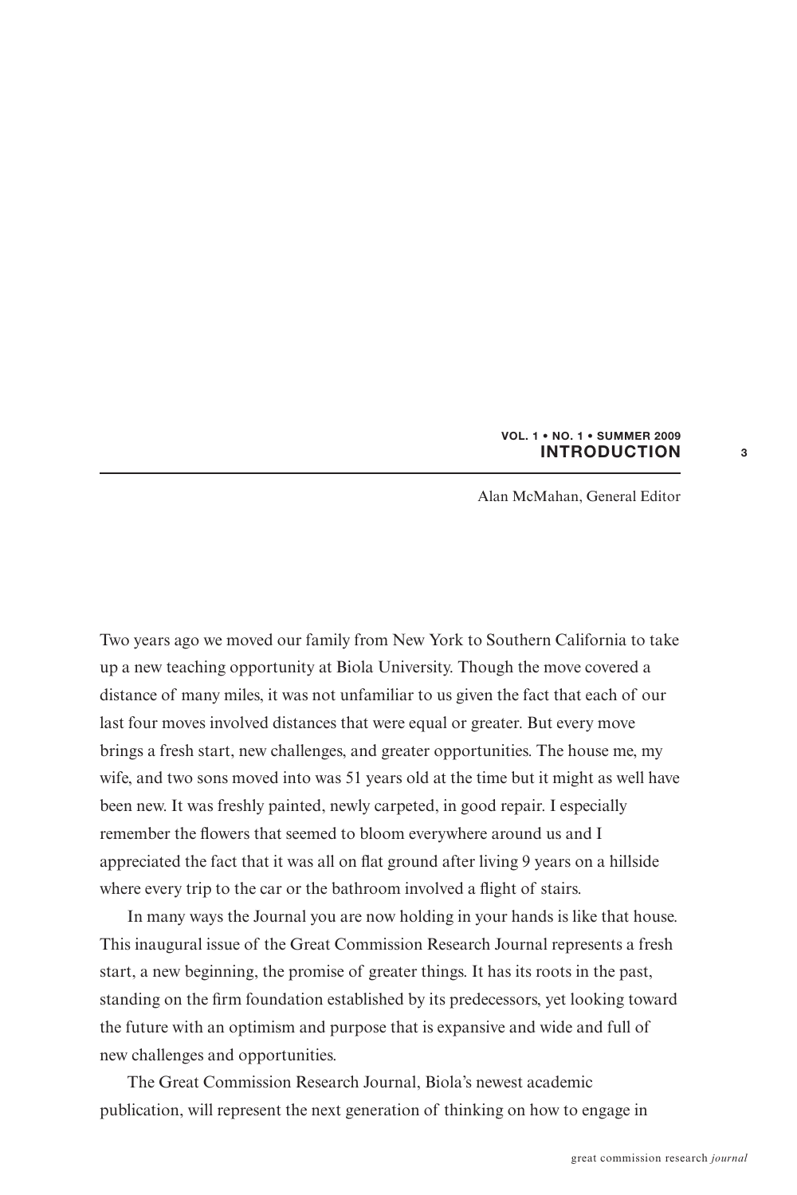# INTRODUCTION

Alan McMahan, General Editor

Two years ago we moved our family from New York to Southern California to take up a new teaching opportunity at Biola University. Though the move covered a distance of many miles, it was not unfamiliar to us given the fact that each of our last four moves involved distances that were equal or greater. But every move brings a fresh start, new challenges, and greater opportunities. The house me, my wife, and two sons moved into was 51 years old at the time but it might as well have been new. It was freshly painted, newly carpeted, in good repair. I especially remember the flowers that seemed to bloom everywhere around us and I appreciated the fact that it was all on flat ground after living 9 years on a hillside where every trip to the car or the bathroom involved a flight of stairs.

In many ways the Journal you are now holding in your hands is like that house. This inaugural issue of the Great Commission Research Journal represents a fresh start, a new beginning, the promise of greater things. It has its roots in the past, standing on the firm foundation established by its predecessors, yet looking toward the future with an optimism and purpose that is expansive and wide and full of new challenges and opportunities.

The Great Commission Research Journal, Biola's newest academic publication, will represent the next generation of thinking on how to engage in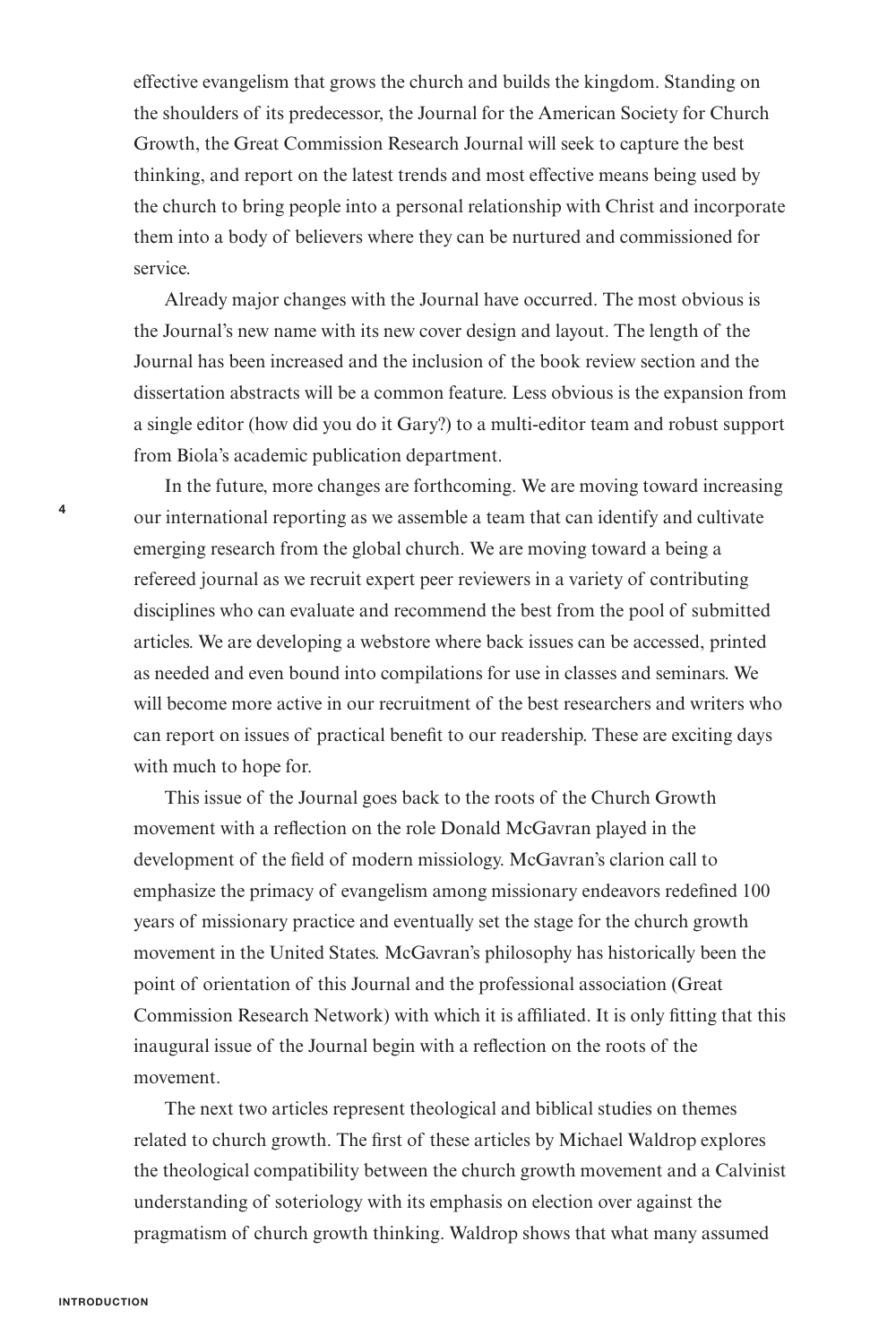effective evangelism that grows the church and builds the kingdom. Standing on the shoulders of its predecessor, the Journal for the American Society for Church Growth, the Great Commission Research Journal will seek to capture the best thinking, and report on the latest trends and most effective means being used by the church to bring people into a personal relationship with Christ and incorporate them into a body of believers where they can be nurtured and commissioned for service.

Already major changes with the Journal have occurred. The most obvious is the Journal's new name with its new cover design and layout. The length of the Journal has been increased and the inclusion of the book review section and the dissertation abstracts will be a common feature. Less obvious is the expansion from a single editor (how did you do it Gary?) to a multi-editor team and robust support from Biola's academic publication department.

In the future, more changes are forthcoming. We are moving toward increasing our international reporting as we assemble a team that can identify and cultivate emerging research from the global church. We are moving toward a being a refereed journal as we recruit expert peer reviewers in a variety of contributing disciplines who can evaluate and recommend the best from the pool of submitted articles. We are developing a webstore where back issues can be accessed, printed as needed and even bound into compilations for use in classes and seminars. We will become more active in our recruitment of the best researchers and writers who can report on issues of practical benefit to our readership. These are exciting days with much to hope for.

This issue of the Journal goes back to the roots of the Church Growth movement with a reflection on the role Donald McGavran played in the development of the field of modern missiology. McGavran's clarion call to emphasize the primacy of evangelism among missionary endeavors redefined 100 years of missionary practice and eventually set the stage for the church growth movement in the United States. McGavran's philosophy has historically been the point of orientation of this Journal and the professional association (Great Commission Research Network) with which it is affiliated. It is only fitting that this inaugural issue of the Journal begin with a reflection on the roots of the movement.

The next two articles represent theological and biblical studies on themes related to church growth. The first of these articles by Michael Waldrop explores the theological compatibility between the church growth movement and a Calvinist understanding of soteriology with its emphasis on election over against the pragmatism of church growth thinking. Waldrop shows that what many assumed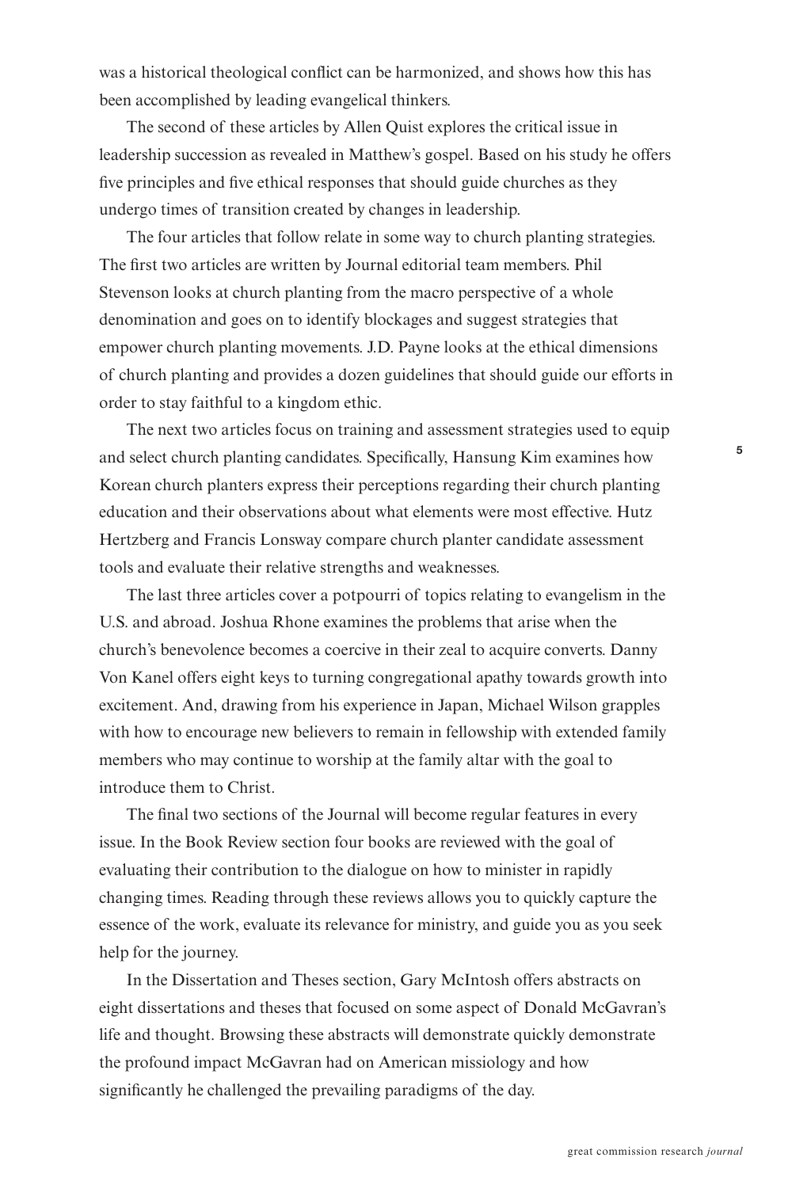was a historical theological conflict can be harmonized, and shows how this has been accomplished by leading evangelical thinkers.

The second of these articles by Allen Quist explores the critical issue in leadership succession as revealed in Matthew's gospel. Based on his study he offers five principles and five ethical responses that should guide churches as they undergo times of transition created by changes in leadership.

The four articles that follow relate in some way to church planting strategies. The first two articles are written by Journal editorial team members. Phil Stevenson looks at church planting from the macro perspective of a whole denomination and goes on to identify blockages and suggest strategies that empower church planting movements. J.D. Payne looks at the ethical dimensions of church planting and provides a dozen guidelines that should guide our efforts in order to stay faithful to a kingdom ethic.

The next two articles focus on training and assessment strategies used to equip and select church planting candidates. Specifically, Hansung Kim examines how Korean church planters express their perceptions regarding their church planting education and their observations about what elements were most effective. Hutz Hertzberg and Francis Lonsway compare church planter candidate assessment tools and evaluate their relative strengths and weaknesses.

The last three articles cover a potpourri of topics relating to evangelism in the U.S. and abroad. Joshua Rhone examines the problems that arise when the church's benevolence becomes a coercive in their zeal to acquire converts. Danny Von Kanel offers eight keys to turning congregational apathy towards growth into excitement. And, drawing from his experience in Japan, Michael Wilson grapples with how to encourage new believers to remain in fellowship with extended family members who may continue to worship at the family altar with the goal to introduce them to Christ.

The final two sections of the Journal will become regular features in every issue. In the Book Review section four books are reviewed with the goal of evaluating their contribution to the dialogue on how to minister in rapidly changing times. Reading through these reviews allows you to quickly capture the essence of the work, evaluate its relevance for ministry, and guide you as you seek help for the journey.

In the Dissertation and Theses section, Gary McIntosh offers abstracts on eight dissertations and theses that focused on some aspect of Donald McGavran's life and thought. Browsing these abstracts will demonstrate quickly demonstrate the profound impact McGavran had on American missiology and how significantly he challenged the prevailing paradigms of the day.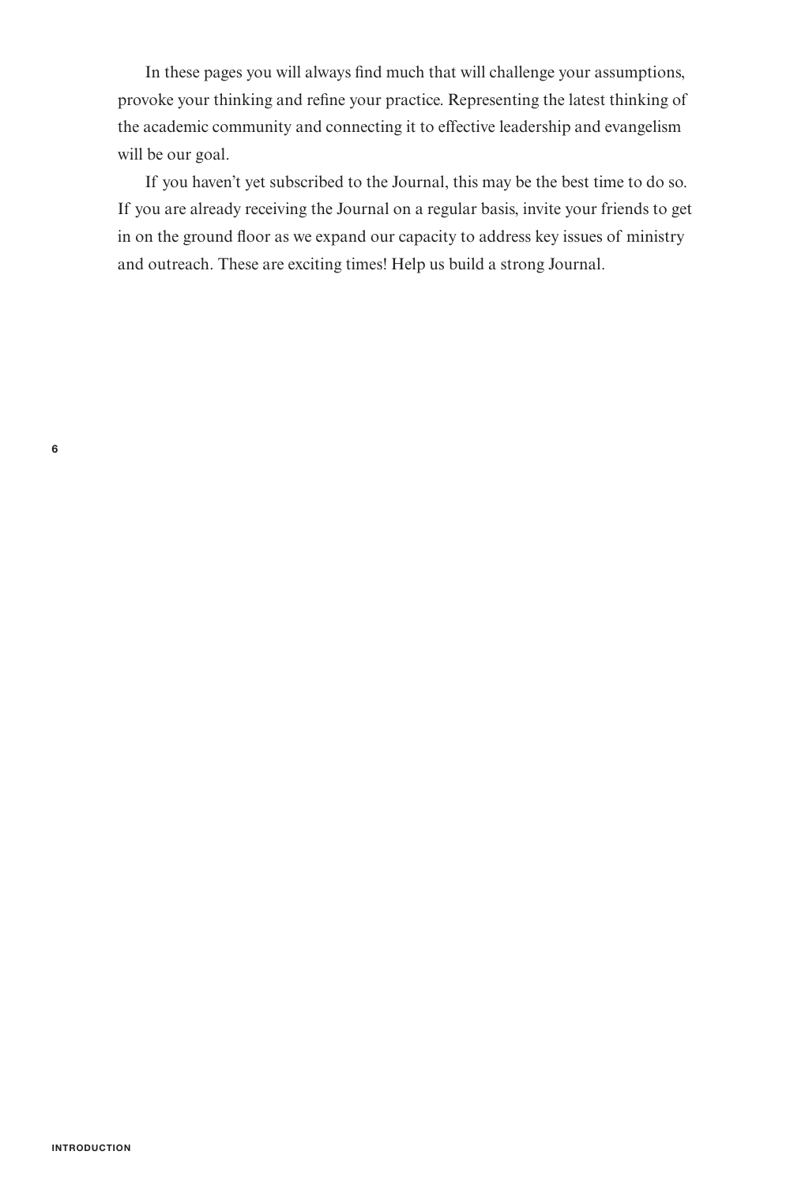In these pages you will always find much that will challenge your assumptions, provoke your thinking and refine your practice. Representing the latest thinking of the academic community and connecting it to effective leadership and evangelism will be our goal.

If you haven't yet subscribed to the Journal, this may be the best time to do so. If you are already receiving the Journal on a regular basis, invite your friends to get in on the ground floor as we expand our capacity to address key issues of ministry and outreach. These are exciting times! Help us build a strong Journal.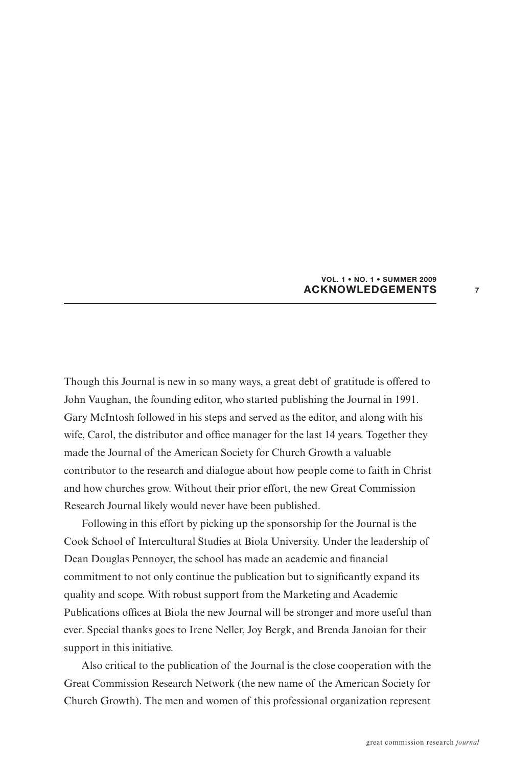# ACKNOWLEDGEMENTS

Though this Journal is new in so many ways, a great debt of gratitude is offered to John Vaughan, the founding editor, who started publishing the Journal in 1991. Gary McIntosh followed in his steps and served as the editor, and along with his wife, Carol, the distributor and office manager for the last 14 years. Together they made the Journal of the American Society for Church Growth a valuable contributor to the research and dialogue about how people come to faith in Christ and how churches grow. Without their prior effort, the new Great Commission Research Journal likely would never have been published.

Following in this effort by picking up the sponsorship for the Journal is the Cook School of Intercultural Studies at Biola University. Under the leadership of Dean Douglas Pennoyer, the school has made an academic and financial commitment to not only continue the publication but to significantly expand its quality and scope. With robust support from the Marketing and Academic Publications offices at Biola the new Journal will be stronger and more useful than ever. Special thanks goes to Irene Neller, Joy Bergk, and Brenda Janoian for their support in this initiative.

Also critical to the publication of the Journal is the close cooperation with the Great Commission Research Network (the new name of the American Society for Church Growth). The men and women of this professional organization represent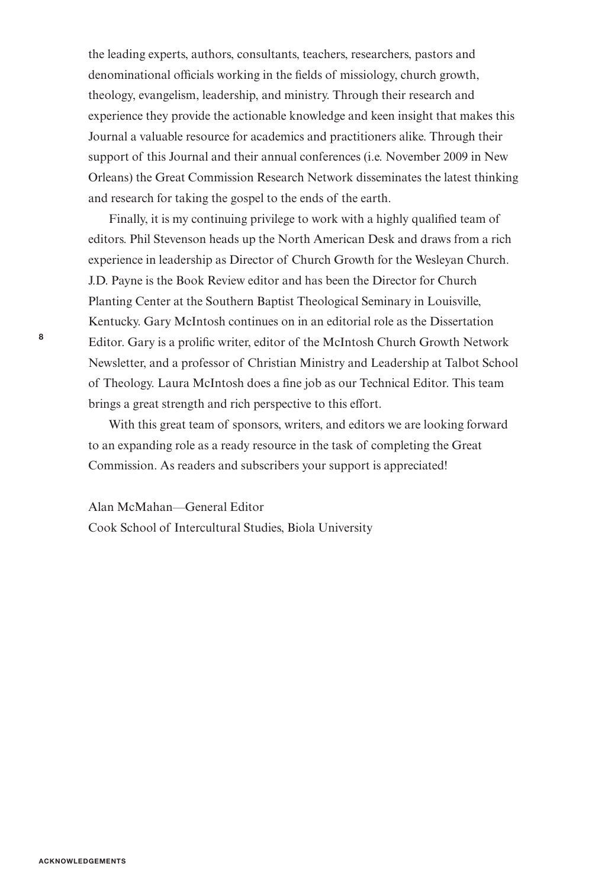the leading experts, authors, consultants, teachers, researchers, pastors and denominational officials working in the fields of missiology, church growth, theology, evangelism, leadership, and ministry. Through their research and experience they provide the actionable knowledge and keen insight that makes this Journal a valuable resource for academics and practitioners alike. Through their support of this Journal and their annual conferences (i.e. November 2009 in New Orleans) the Great Commission Research Network disseminates the latest thinking and research for taking the gospel to the ends of the earth.

Finally, it is my continuing privilege to work with a highly qualified team of editors. Phil Stevenson heads up the North American Desk and draws from a rich experience in leadership as Director of Church Growth for the Wesleyan Church. J.D. Payne is the Book Review editor and has been the Director for Church Planting Center at the Southern Baptist Theological Seminary in Louisville, Kentucky. Gary McIntosh continues on in an editorial role as the Dissertation Editor. Gary is a prolific writer, editor of the McIntosh Church Growth Network Newsletter, and a professor of Christian Ministry and Leadership at Talbot School of Theology. Laura McIntosh does a fine job as our Technical Editor. This team brings a great strength and rich perspective to this effort.

With this great team of sponsors, writers, and editors we are looking forward to an expanding role as a ready resource in the task of completing the Great Commission. As readers and subscribers your support is appreciated!

Alan McMahan—General Editor
Cook School of Intercultural Studies, Biola University